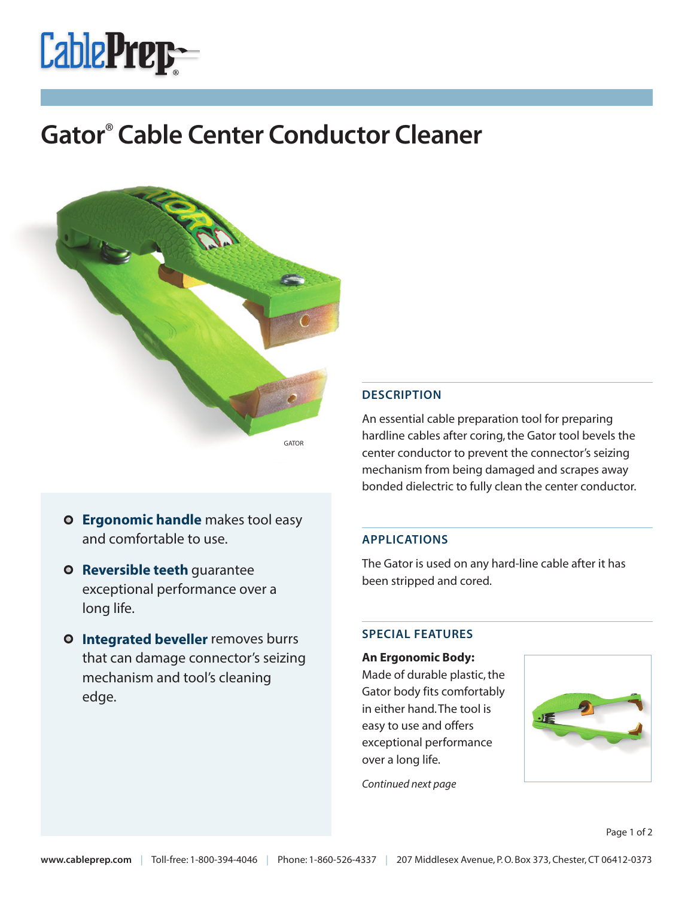# Gator® Cable Center Conductor Cleaner

GATOR

- **Ergonomic handle** makes tool easy and comfortable to use.
- **Reversible teeth** guarantee exceptional performance over a long life.
- **Integrated beveller** removes burrs that can damage connector's seizing mechanism and tool's cleaning edge.

## DESCRIPTION

An essential cable preparation tool for preparing hardline cables after coring, the Gator tool bevels the center conductor to prevent the connector's seizing mechanism from being damaged and scrapes away bonded dielectric to fully clean the center conductor.

## APPLICATIONS

The Gator is used on any hard-line cable after it has been stripped and cored.

## SPECIAL FEATURES

**An Ergonomic Body:**
Made of durable plastic, the Gator body fits comfortably in either hand. The tool is easy to use and offers exceptional performance over a long life.

*Continued next page*

www.cableprep.com | Toll-free: 1-800-394-4046 | Phone: 1-860-526-4337 | 207 Middlesex Avenue, P.O. Box 373, Chester, CT 06412-0373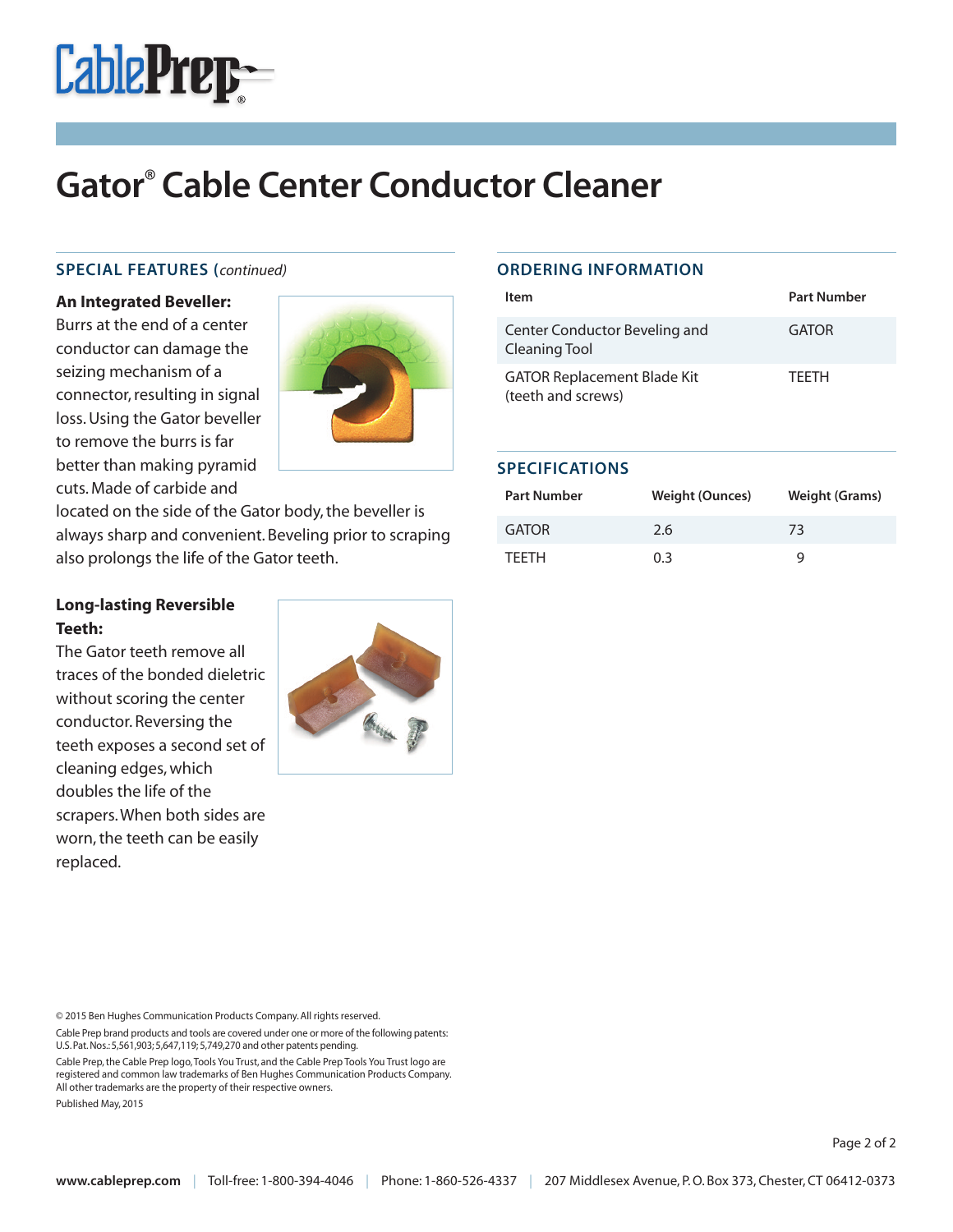# Gator® Cable Center Conductor Cleaner

## SPECIAL FEATURES (*continued*)

**An Integrated Beveller:**
Burrs at the end of a center conductor can damage the seizing mechanism of a connector, resulting in signal loss. Using the Gator beveller to remove the burrs is far better than making pyramid cuts. Made of carbide and located on the side of the Gator body, the beveller is always sharp and convenient. Beveling prior to scraping also prolongs the life of the Gator teeth.

**Long-lasting Reversible Teeth:**
The Gator teeth remove all traces of the bonded dieletric without scoring the center conductor. Reversing the teeth exposes a second set of cleaning edges, which doubles the life of the scrapers. When both sides are worn, the teeth can be easily replaced.

## ORDERING INFORMATION

| Item | Part Number |
|---|---|
| Center Conductor Beveling and Cleaning Tool | GATOR |
| GATOR Replacement Blade Kit (teeth and screws) | TEETH |

## SPECIFICATIONS

| Part Number | Weight (Ounces) | Weight (Grams) |
|---|---|---|
| GATOR | 2.6 | 73 |
| TEETH | 0.3 | 9 |

© 2015 Ben Hughes Communication Products Company. All rights reserved.

Cable Prep brand products and tools are covered under one or more of the following patents: U.S. Pat. Nos.: 5,561,903; 5,647,119; 5,749,270 and other patents pending.

Cable Prep, the Cable Prep logo, Tools You Trust, and the Cable Prep Tools You Trust logo are registered and common law trademarks of Ben Hughes Communication Products Company. All other trademarks are the property of their respective owners.

Published May, 2015

**www.cableprep.com** | Toll-free: 1-800-394-4046 | Phone: 1-860-526-4337 | 207 Middlesex Avenue, P. O. Box 373, Chester, CT 06412-0373